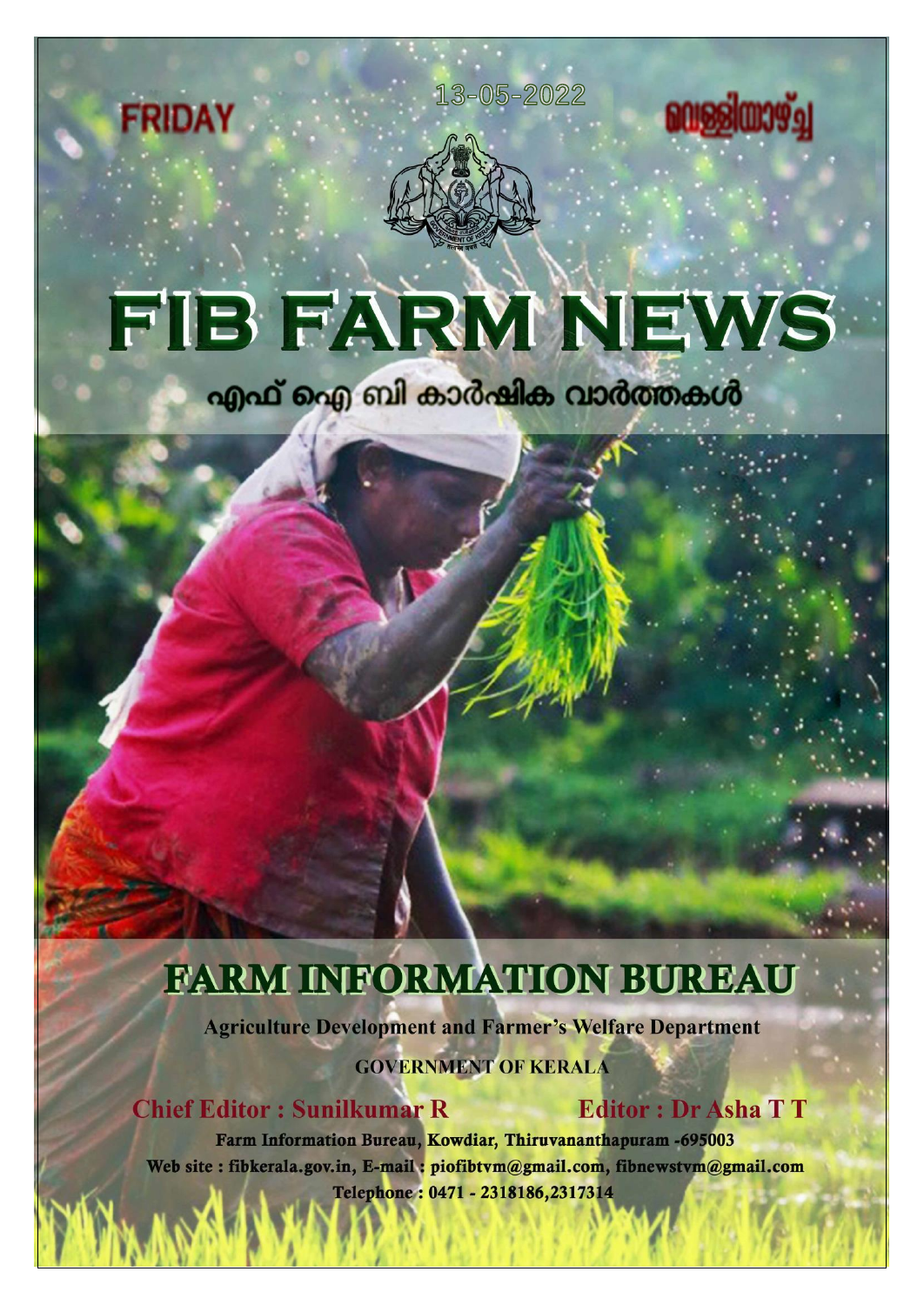FRIDAY

13-05-2022

വെള്ളിയാഴ്ച്ച

# FIB FARM NEWS

## എഫ് ഐ ബി കാർഷിക വാർത്തകൾ

# FARM INFORMATION BUREAU

**Agriculture Development and Farmer's Welfare Department**

**GOVERNMENT OF KERALA**

**Chief Editor : Sunilkumar R** **Editor : Dr Asha T T**

**Farm Information Bureau, Kowdiar, Thiruvananthapuram -695003**

**Web site : fibkerala.gov.in, E-mail : piofibtvm@gmail.com, fibnewstvm@gmail.com**

**Telephone : 0471 - 2318186,2317314**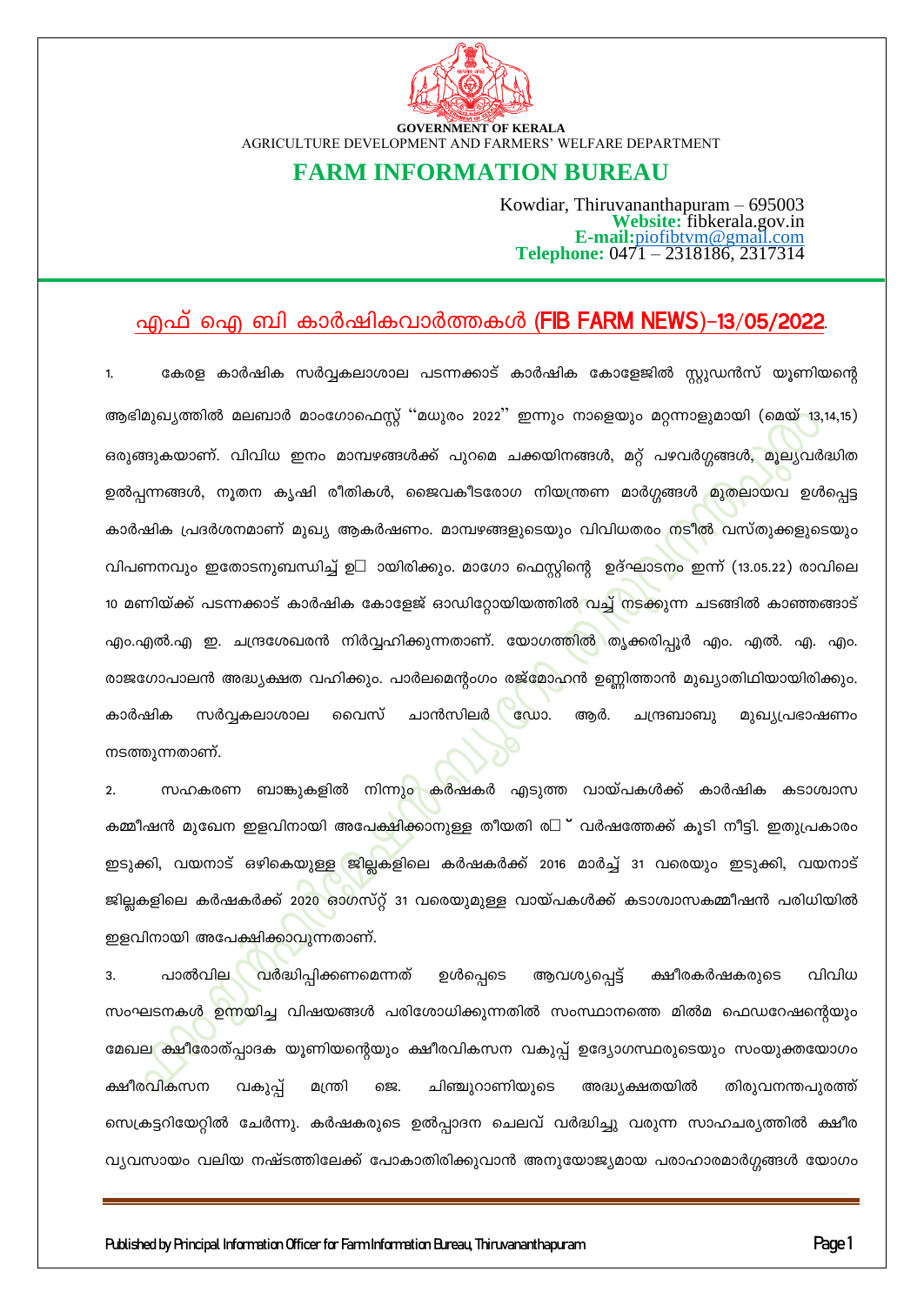**GOVERNMENT OF KERALA**
AGRICULTURE DEVELOPMENT AND FARMERS' WELFARE DEPARTMENT

# FARM INFORMATION BUREAU

Kowdiar, Thiruvananthapuram – 695003
**Website:** fibkerala.gov.in
**E-mail:**piofibtvm@gmail.com
**Telephone:** 0471 – 2318186, 2317314

## എഫ് ഐ ബി കാർഷികവാർത്തകൾ (FIB FARM NEWS)-13/05/2022

1. കേരള കാർഷിക സർവ്വകലാശാല പടന്നക്കാട് കാർഷിക കോളേജിൽ സ്റ്റുഡൻസ് യൂണിയന്റെ ആഭിമുഖ്യത്തിൽ മലബാർ മാംഗോഫെസ്റ്റ് ''മധുരം 2022'' ഇന്നും നാളെയും മറ്റന്നാളുമായി (മെയ് 13,14,15) ഒരുങ്ങുകയാണ്. വിവിധ ഇനം മാമ്പഴങ്ങൾക്ക് പുറമെ ചക്കയിനങ്ങൾ, മറ്റ് പഴവർഗ്ഗങ്ങൾ, മൂല്യവർദ്ധിത ഉൽപ്പന്നങ്ങൾ, നൂതന കൃഷി രീതികൾ, ജൈവകീടരോഗ നിയന്ത്രണ മാർഗ്ഗങ്ങൾ മുതലായവ ഉൾപ്പെട്ട കാർഷിക പ്രദർശനമാണ് മുഖ്യ ആകർഷണം. മാമ്പഴങ്ങളുടെയും വിവിധതരം നടീൽ വസ്തുക്കളുടെയും വിപണനവും ഇതോടനുബന്ധിച്ച് ഉ□ായിരിക്കും. മാഗോ ഫെസ്റ്റിന്റെ ഉദ്ഘാടനം ഇന്ന് (13.05.22) രാവിലെ 10 മണിയ്ക്ക് പടന്നക്കാട് കാർഷിക കോളേജ് ഓഡിറ്റോറിയത്തിൽ വച്ച് നടക്കുന്ന ചടങ്ങിൽ കാഞ്ഞങ്ങാട് എം.എൽ.എ ഇ. ചന്ദ്രശേഖരൻ നിർവ്വഹിക്കുന്നതാണ്. യോഗത്തിൽ തൃക്കരിപ്പൂർ എം. എൽ. എ. എം. രാജഗോപാലൻ അദ്ധ്യക്ഷത വഹിക്കും. പാർലമെന്റംഗം രജ്മോഹൻ ഉണ്ണിത്താൻ മുഖ്യാതിഥിയായിരിക്കും. കാർഷിക സർവ്വകലാശാല വൈസ് ചാൻസിലർ ഡോ. ആർ. ചന്ദ്രബാബു മുഖ്യപ്രഭാഷണം നടത്തുന്നതാണ്.

2. സഹകരണ ബാങ്കുകളിൽ നിന്നും കർഷകർ എടുത്ത വായ്പകൾക്ക് കാർഷിക കടാശ്വാസ കമ്മീഷൻ മുഖേന ഇളവിനായി അപേക്ഷിക്കാനുള്ള തീയതി ര□് വർഷത്തേക്ക് കൂടി നീട്ടി. ഇതുപ്രകാരം ഇടുക്കി, വയനാട് ഒഴികെയുള്ള ജില്ലകളിലെ കർഷകർക്ക് 2016 മാർച്ച് 31 വരെയും ഇടുക്കി, വയനാട് ജില്ലകളിലെ കർഷകർക്ക് 2020 ഓഗസ്റ്റ് 31 വരെയുമുള്ള വായ്പകൾക്ക് കടാശ്വാസകമ്മീഷൻ പരിധിയിൽ ഇളവിനായി അപേക്ഷിക്കാവുന്നതാണ്.

3. പാൽവില വർദ്ധിപ്പിക്കണമെന്നത് ഉൾപ്പെടെ ആവശ്യപ്പെട്ട് ക്ഷീരകർഷകരുടെ വിവിധ സംഘടനകൾ ഉന്നയിച്ച വിഷയങ്ങൾ പരിശോധിക്കുന്നതിൽ സംസ്ഥാനത്തെ മിൽമ ഫെഡറേഷന്റെയും മേഖല ക്ഷീരോത്പ്പാദക യൂണിയന്റെയും ക്ഷീരവികസന വകുപ്പ് ഉദ്യോഗസ്ഥരുടെയും സംയുക്തയോഗം ക്ഷീരവികസന വകുപ്പ് മന്ത്രി ജെ. ചിഞ്ചുറാണിയുടെ അദ്ധ്യക്ഷതയിൽ തിരുവനന്തപുരത്ത് സെക്രട്ടറിയേറ്റിൽ ചേർന്നു. കർഷകരുടെ ഉൽപ്പാദന ചെലവ് വർദ്ധിച്ചു വരുന്ന സാഹചര്യത്തിൽ ക്ഷീര വ്യവസായം വലിയ നഷ്ടത്തിലേക്ക് പോകാതിരിക്കുവാൻ അനുയോജ്യമായ പരാഹാരമാർഗ്ഗങ്ങൾ യോഗം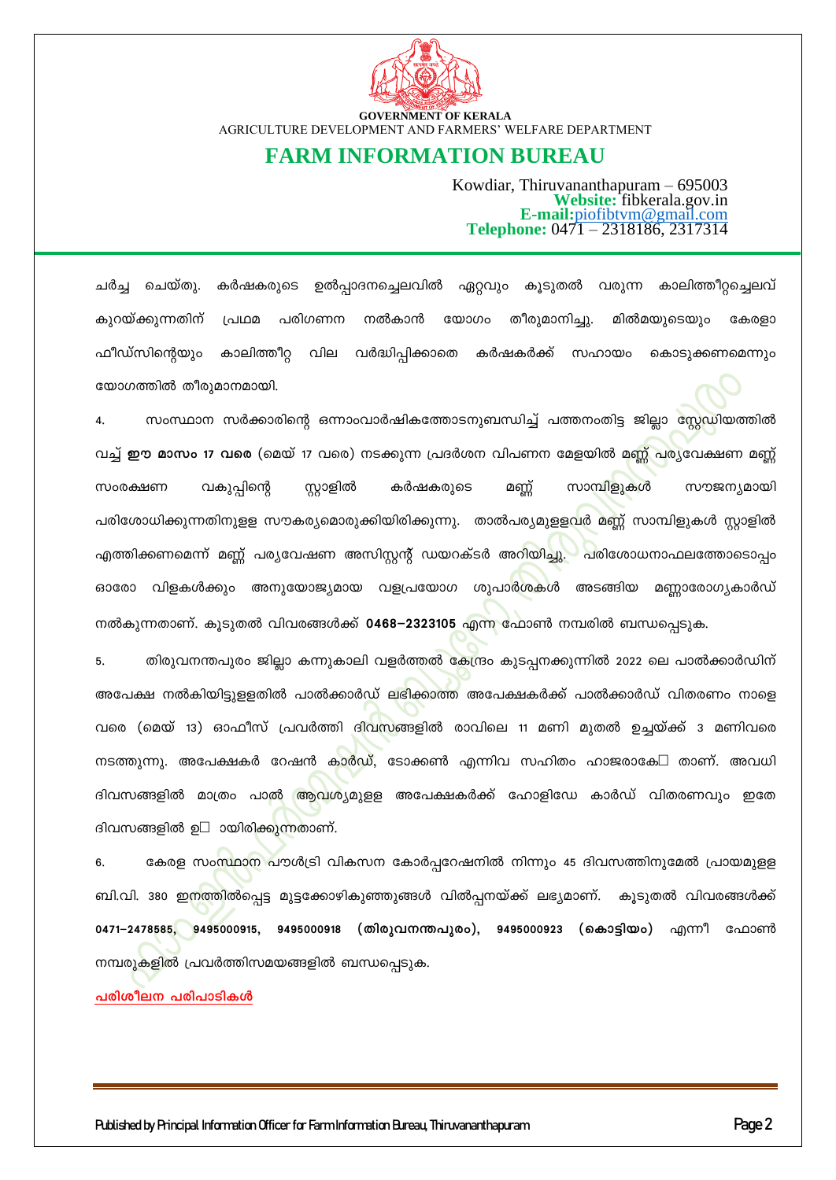ചർച്ച ചെയ്തു. കർഷകരുടെ ഉൽപ്പാദനച്ചെലവിൽ ഏറ്റവും കൂടുതൽ വരുന്ന കാലിത്തീറ്റച്ചെലവ് കുറയ്ക്കുന്നതിന് പ്രഥമ പരിഗണന നൽകാൻ യോഗം തീരുമാനിച്ചു. മിൽമയുടെയും കേരളാ ഫീഡ്സിന്റെയും കാലിത്തീറ്റ വില വർദ്ധിപ്പിക്കാതെ കർഷകർക്ക് സഹായം കൊടുക്കണമെന്നും യോഗത്തിൽ തീരുമാനമായി.

4. സംസ്ഥാന സർക്കാരിന്റെ ഒന്നാംവാർഷികത്തോടനുബന്ധിച്ച് പത്തനംതിട്ട ജില്ലാ സ്റ്റേഡിയത്തിൽ വച്ച് **ഈ മാസം 17 വരെ** (മെയ് 17 വരെ) നടക്കുന്ന പ്രദർശന വിപണന മേളയിൽ മണ്ണ് പര്യവേക്ഷണ മണ്ണ് സംരക്ഷണ വകുപ്പിന്റെ സ്റ്റാളിൽ കർഷകരുടെ മണ്ണ് സാമ്പിളുകൾ സൗജന്യമായി പരിശോധിക്കുന്നതിനുളള സൗകര്യമൊരുക്കിയിരിക്കുന്നു. താൽപര്യമുളളവർ മണ്ണ് സാമ്പിളുകൾ സ്റ്റാളിൽ എത്തിക്കണമെന്ന് മണ്ണ് പര്യവേഷണ അസിസ്റ്റന്റ് ഡയറക്ടർ അറിയിച്ചു. പരിശോധനാഫലത്തോടൊപ്പം ഓരോ വിളകൾക്കും അനുയോജ്യമായ വളപ്രയോഗ ശുപാർശകൾ അടങ്ങിയ മണ്ണാരോഗ്യകാർഡ് നൽകുന്നതാണ്. കൂടുതൽ വിവരങ്ങൾക്ക് **0468-2323105** എന്ന ഫോൺ നമ്പരിൽ ബന്ധപ്പെടുക.

5. തിരുവനന്തപുരം ജില്ലാ കന്നുകാലി വളർത്തൽ കേന്ദ്രം കുടപ്പനക്കുന്നിൽ 2022 ലെ പാൽക്കാർഡിന് അപേക്ഷ നൽകിയിട്ടുളളതിൽ പാൽക്കാർഡ് ലഭിക്കാത്ത അപേക്ഷകർക്ക് പാൽക്കാർഡ് വിതരണം നാളെ വരെ (മെയ് 13) ഓഫീസ് പ്രവർത്തി ദിവസങ്ങളിൽ രാവിലെ 11 മണി മുതൽ ഉച്ചയ്ക്ക് 3 മണിവരെ നടത്തുന്നു. അപേക്ഷകർ റേഷൻ കാർഡ്, ടോക്കൺ എന്നിവ സഹിതം ഹാജരാകേ□ താണ്. അവധി ദിവസങ്ങളിൽ മാത്രം പാൽ ആവശ്യമുളള അപേക്ഷകർക്ക് ഹോളിഡേ കാർഡ് വിതരണവും ഇതേ ദിവസങ്ങളിൽ ഉ□ ായിരിക്കുന്നതാണ്.

6. കേരള സംസ്ഥാന പൗൾട്രി വികസന കോർപ്പറേഷനിൽ നിന്നും 45 ദിവസത്തിനുമേൽ പ്രായമുളള ബി.വി. 380 ഇനത്തിൽപ്പെട്ട മുട്ടക്കോഴികുഞ്ഞുങ്ങൾ വിൽപ്പനയ്ക്ക് ലഭ്യമാണ്. കൂടുതൽ വിവരങ്ങൾക്ക് **0471-2478585, 9495000915, 9495000918 (തിരുവനന്തപുരം), 9495000923 (കൊട്ടിയം)** എന്നീ ഫോൺ നമ്പരുകളിൽ പ്രവർത്തിസമയങ്ങളിൽ ബന്ധപ്പെടുക.

**പരിശീലന പരിപാടികൾ**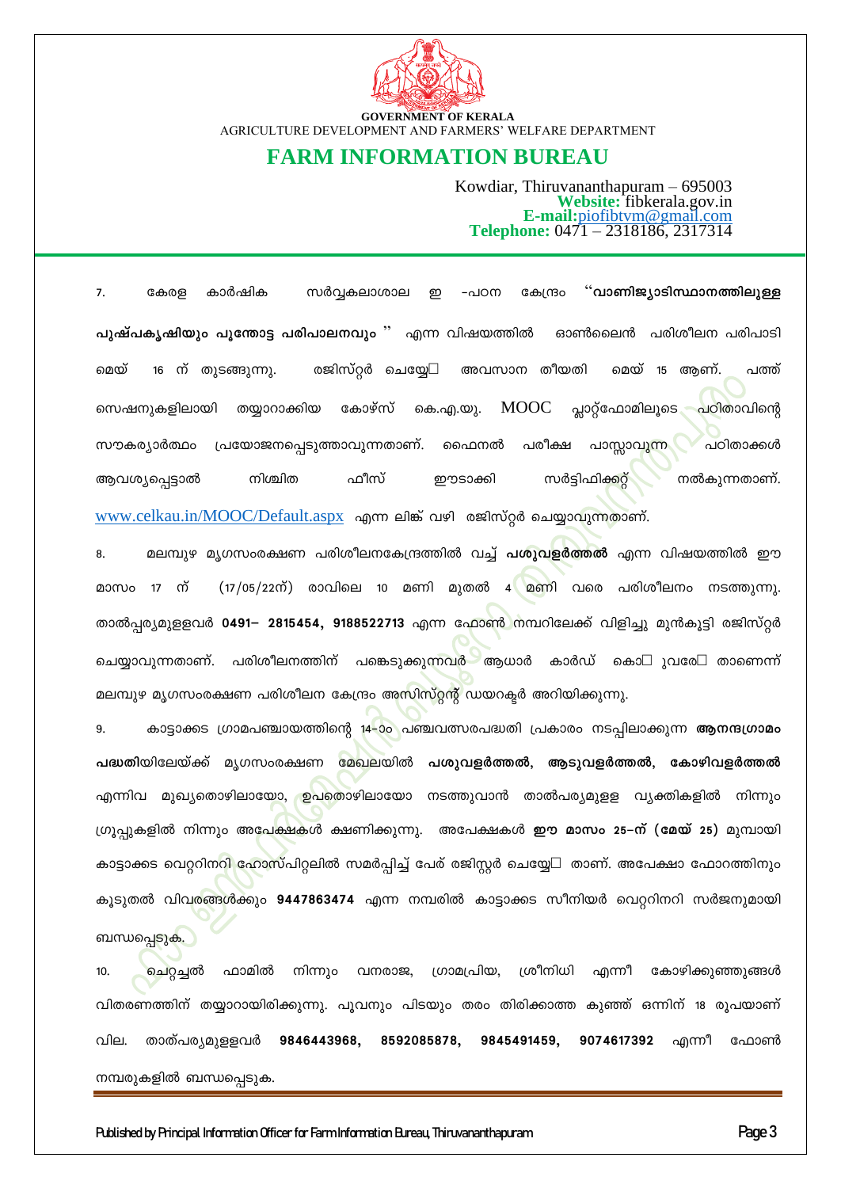**GOVERNMENT OF KERALA**

AGRICULTURE DEVELOPMENT AND FARMERS' WELFARE DEPARTMENT

# FARM INFORMATION BUREAU

Kowdiar, Thiruvananthapuram – 695003
**Website:** fibkerala.gov.in
**E-mail:**piofibtvm@gmail.com
**Telephone:** 0471 – 2318186, 2317314

7. കേരള കാർഷിക സർവ്വകലാശാല ഇ -പഠന കേന്ദ്രം "**വാണിജ്യാടിസ്ഥാനത്തിലുള്ള പുഷ്പകൃഷിയും പൂന്തോട്ട പരിപാലനവും** " എന്ന വിഷയത്തിൽ ഓൺലൈൻ പരിശീലന പരിപാടി മെയ് 16 ന് തുടങ്ങുന്നു. രജിസ്റ്റർ ചെയ്യേ□ അവസാന തീയതി മെയ് 15 ആണ്. പത്ത് സെഷനുകളിലായി തയ്യാറാക്കിയ കോഴ്സ് കെ.എ.യു. MOOC പ്ലാറ്റ്ഫോമിലൂടെ പഠിതാവിന്റെ സൗകര്യാർത്ഥം പ്രയോജനപ്പെടുത്താവുന്നതാണ്. ഫൈനൽ പരീക്ഷ പാസ്സാവുന്ന പഠിതാക്കൾ ആവശ്യപ്പെട്ടാൽ നിശ്ചിത ഫീസ് ഈടാക്കി സർട്ടിഫിക്കറ്റ് നൽകുന്നതാണ്. www.celkau.in/MOOC/Default.aspx എന്ന ലിങ്ക് വഴി രജിസ്റ്റർ ചെയ്യാവുന്നതാണ്.

8. മലമ്പുഴ മൃഗസംരക്ഷണ പരിശീലനകേന്ദ്രത്തിൽ വച്ച് **പശുവളർത്തൽ** എന്ന വിഷയത്തിൽ ഈ മാസം 17 ന് (17/05/22ന്) രാവിലെ 10 മണി മുതൽ 4 മണി വരെ പരിശീലനം നടത്തുന്നു. താൽപ്പര്യമുളളവർ **0491– 2815454, 9188522713** എന്ന ഫോൺ നമ്പറിലേക്ക് വിളിച്ചു മുൻകൂട്ടി രജിസ്റ്റർ ചെയ്യാവുന്നതാണ്. പരിശീലനത്തിന് പങ്കെടുക്കുന്നവർ ആധാർ കാർഡ് കൊ□ുവരേ□താണെന്ന് മലമ്പുഴ മൃഗസംരക്ഷണ പരിശീലന കേന്ദ്രം അസിസ്റ്റന്റ് ഡയറക്ടർ അറിയിക്കുന്നു.

9. കാട്ടാക്കട ഗ്രാമപഞ്ചായത്തിന്റെ 14-ാം പഞ്ചവത്സരപദ്ധതി പ്രകാരം നടപ്പിലാക്കുന്ന **ആനന്ദഗ്രാമം പദ്ധതി**യിലേയ്ക്ക് മൃഗസംരക്ഷണ മേഖലയിൽ **പശുവളർത്തൽ, ആടുവളർത്തൽ, കോഴിവളർത്തൽ** എന്നിവ മുഖ്യതൊഴിലായോ, ഉപതൊഴിലായോ നടത്തുവാൻ താൽപര്യമുളള വ്യക്തികളിൽ നിന്നും ഗ്രൂപ്പുകളിൽ നിന്നും അപേക്ഷകൾ ക്ഷണിക്കുന്നു. അപേക്ഷകൾ **ഈ മാസം 25-ന് (മേയ് 25)** മുമ്പായി കാട്ടാക്കട വെറ്ററിനറി ഹോസ്പിറ്റലിൽ സമർപ്പിച്ച് പേര് രജിസ്റ്റർ ചെയ്യേ□താണ്. അപേക്ഷാ ഫോറത്തിനും കൂടുതൽ വിവരങ്ങൾക്കും **9447863474** എന്ന നമ്പരിൽ കാട്ടാക്കട സീനിയർ വെറ്ററിനറി സർജനുമായി ബന്ധപ്പെടുക.

10. ചെറ്റച്ചൽ ഫാമിൽ നിന്നും വനരാജ, ഗ്രാമപ്രിയ, ശ്രീനിധി എന്നീ കോഴിക്കുഞ്ഞുങ്ങൾ വിതരണത്തിന് തയ്യാറായിരിക്കുന്നു. പൂവനും പിടയും തരം തിരിക്കാത്ത കുഞ്ഞ് ഒന്നിന് 18 രൂപയാണ് വില. താത്പര്യമുളളവർ **9846443968, 8592085878, 9845491459, 9074617392** എന്നീ ഫോൺ നമ്പരുകളിൽ ബന്ധപ്പെടുക.

Published by Principal Information Officer for Farm Information Bureau, Thiruvananthapuram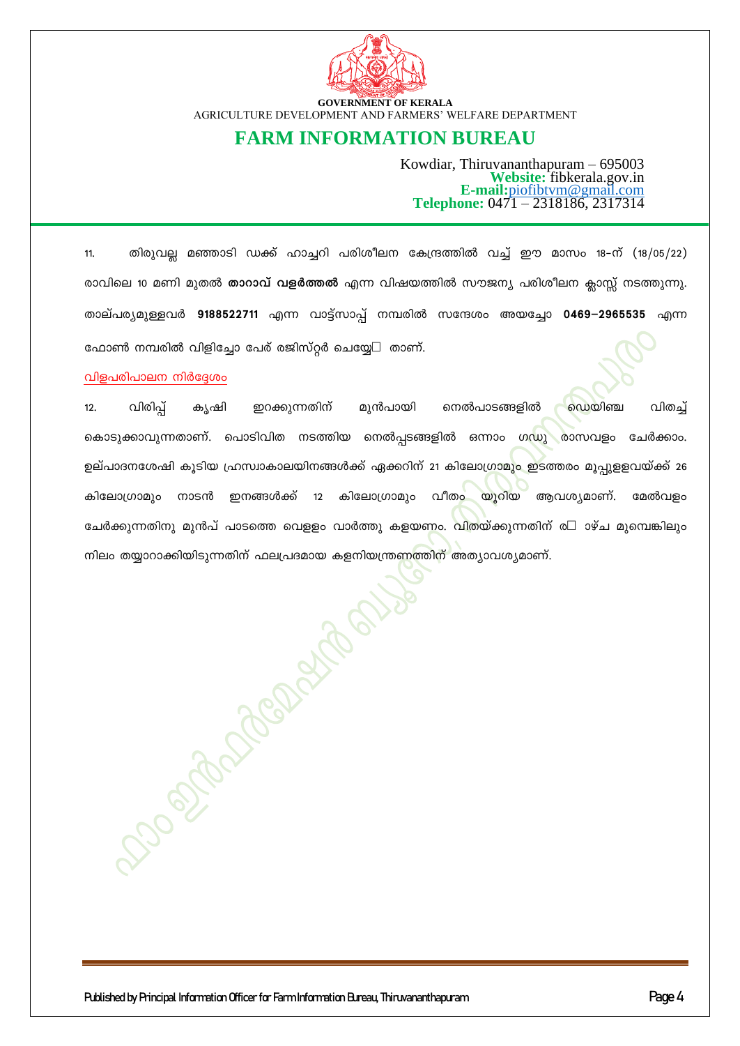**GOVERNMENT OF KERALA**
AGRICULTURE DEVELOPMENT AND FARMERS' WELFARE DEPARTMENT

# FARM INFORMATION BUREAU

Kowdiar, Thiruvananthapuram – 695003
**Website:** fibkerala.gov.in
**E-mail:** piofibtvm@gmail.com
**Telephone:** 0471 – 2318186, 2317314

11. തിരുവല്ല മഞ്ഞാടി ഡക്ക് ഹാച്ചറി പരിശീലന കേന്ദ്രത്തിൽ വച്ച് ഈ മാസം 18-ന് (18/05/22) രാവിലെ 10 മണി മുതൽ **താറാവ് വളർത്തൽ** എന്ന വിഷയത്തിൽ സൗജന്യ പരിശീലന ക്ലാസ്സ് നടത്തുന്നു. താല്പര്യമുള്ളവർ **9188522711** എന്ന വാട്ട്സാപ്പ് നമ്പരിൽ സന്ദേശം അയച്ചോ **0469-2965535** എന്ന ഫോൺ നമ്പരിൽ വിളിച്ചോ പേര് രജിസ്റ്റർ ചെയ്യേ□ താണ്.

വിളപരിപാലന നിർദ്ദേശം

12. വിരിപ്പ് കൃഷി ഇറക്കുന്നതിന് മുൻപായി നെൽപാടങ്ങളിൽ ഡെയിഞ്ച വിതച്ച് കൊടുക്കാവുന്നതാണ്. പൊടിവിത നടത്തിയ നെൽപ്പടങ്ങളിൽ ഒന്നാം ഗഡു രാസവളം ചേർക്കാം. ഉല്പാദനശേഷി കൂടിയ ഹ്രസ്വാകാലയിനങ്ങൾക്ക് ഏക്കറിന് 21 കിലോഗ്രാമും ഇടത്തരം മൂപ്പുളളവയ്ക്ക് 26 കിലോഗ്രാമും നാടൻ ഇനങ്ങൾക്ക് 12 കിലോഗ്രാമും വീതം യൂറിയ ആവശ്യമാണ്. മേൽവളം ചേർക്കുന്നതിനു മുൻപ് പാടത്തെ വെള്ളം വാർത്തു കളയണം. വിതയ്ക്കുന്നതിന് ര□ ാഴ്ച മുമ്പെങ്കിലും നിലം തയ്യാറാക്കിയിടുന്നതിന് ഫലപ്രദമായ കളനിയന്ത്രണത്തിന് അത്യാവശ്യമാണ്.

Published by Principal Information Officer for Farm Information Bureau, Thiruvananthapuram